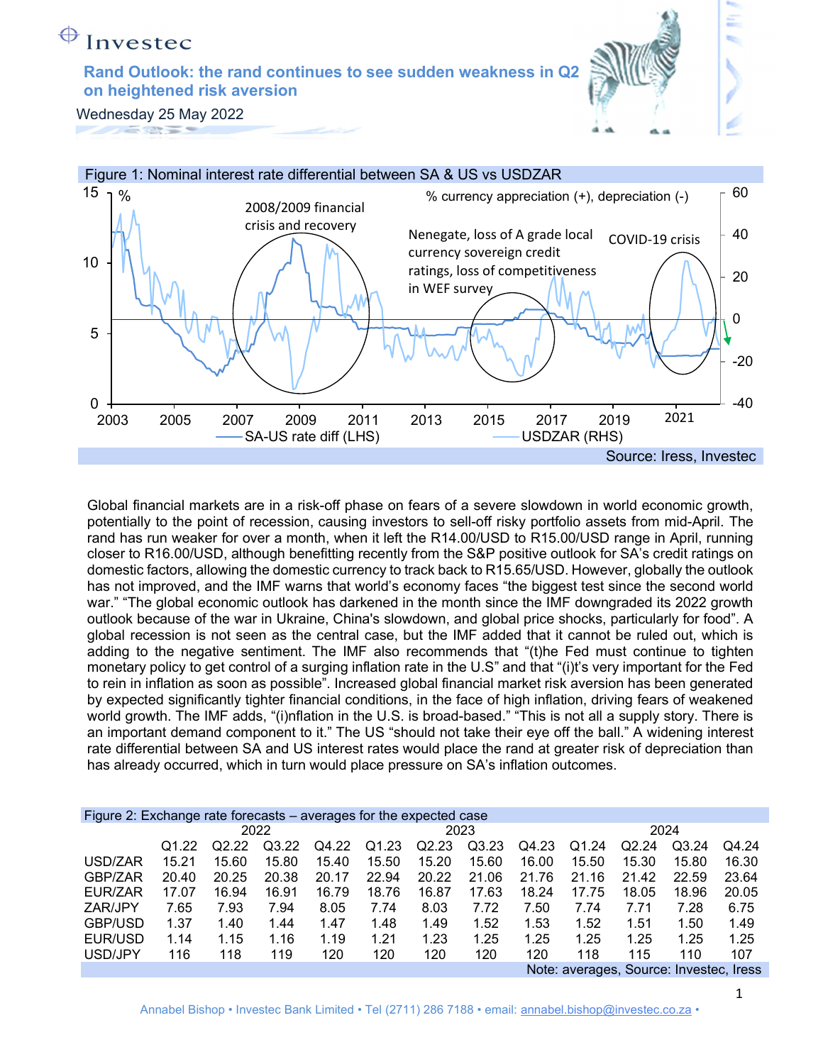Investec

# Rand Outlook: the rand continues to see sudden weakness in Q2 on heightened risk aversion

Wednesday 25 May 2022

Figure 1: Nominal interest rate differential between SA & US vs USDZAR

Source: Iress, Investec

Global financial markets are in a risk-off phase on fears of a severe slowdown in world economic growth, potentially to the point of recession, causing investors to sell-off risky portfolio assets from mid-April. The rand has run weaker for over a month, when it left the R14.00/USD to R15.00/USD range in April, running closer to R16.00/USD, although benefitting recently from the S&P positive outlook for SA's credit ratings on domestic factors, allowing the domestic currency to track back to R15.65/USD. However, globally the outlook has not improved, and the IMF warns that world's economy faces "the biggest test since the second world war." "The global economic outlook has darkened in the month since the IMF downgraded its 2022 growth outlook because of the war in Ukraine, China's slowdown, and global price shocks, particularly for food". A global recession is not seen as the central case, but the IMF added that it cannot be ruled out, which is adding to the negative sentiment. The IMF also recommends that "(t)he Fed must continue to tighten monetary policy to get control of a surging inflation rate in the U.S" and that "(i)t's very important for the Fed to rein in inflation as soon as possible". Increased global financial market risk aversion has been generated by expected significantly tighter financial conditions, in the face of high inflation, driving fears of weakened world growth. The IMF adds, "(i)nflation in the U.S. is broad-based." "This is not all a supply story. There is an important demand component to it." The US "should not take their eye off the ball." A widening interest rate differential between SA and US interest rates would place the rand at greater risk of depreciation than has already occurred, which in turn would place pressure on SA's inflation outcomes.

Figure 2: Exchange rate forecasts – averages for the expected case

| | 2022 | | | | 2023 | | | | 2024 | | | |
|---|---|---|---|---|---|---|---|---|---|---|---|---|
| | Q1.22 | Q2.22 | Q3.22 | Q4.22 | Q1.23 | Q2.23 | Q3.23 | Q4.23 | Q1.24 | Q2.24 | Q3.24 | Q4.24 |
| USD/ZAR | 15.21 | 15.60 | 15.80 | 15.40 | 15.50 | 15.20 | 15.60 | 16.00 | 15.50 | 15.30 | 15.80 | 16.30 |
| GBP/ZAR | 20.40 | 20.25 | 20.38 | 20.17 | 22.94 | 20.22 | 21.06 | 21.76 | 21.16 | 21.42 | 22.59 | 23.64 |
| EUR/ZAR | 17.07 | 16.94 | 16.91 | 16.79 | 18.76 | 16.87 | 17.63 | 18.24 | 17.75 | 18.05 | 18.96 | 20.05 |
| ZAR/JPY | 7.65 | 7.93 | 7.94 | 8.05 | 7.74 | 8.03 | 7.72 | 7.50 | 7.74 | 7.71 | 7.28 | 6.75 |
| GBP/USD | 1.37 | 1.40 | 1.44 | 1.47 | 1.48 | 1.49 | 1.52 | 1.53 | 1.52 | 1.51 | 1.50 | 1.49 |
| EUR/USD | 1.14 | 1.15 | 1.16 | 1.19 | 1.21 | 1.23 | 1.25 | 1.25 | 1.25 | 1.25 | 1.25 | 1.25 |
| USD/JPY | 116 | 118 | 119 | 120 | 120 | 120 | 120 | 120 | 118 | 115 | 110 | 107 |

Note: averages, Source: Investec, Iress

Annabel Bishop • Investec Bank Limited • Tel (2711) 286 7188 • email: annabel.bishop@investec.co.za •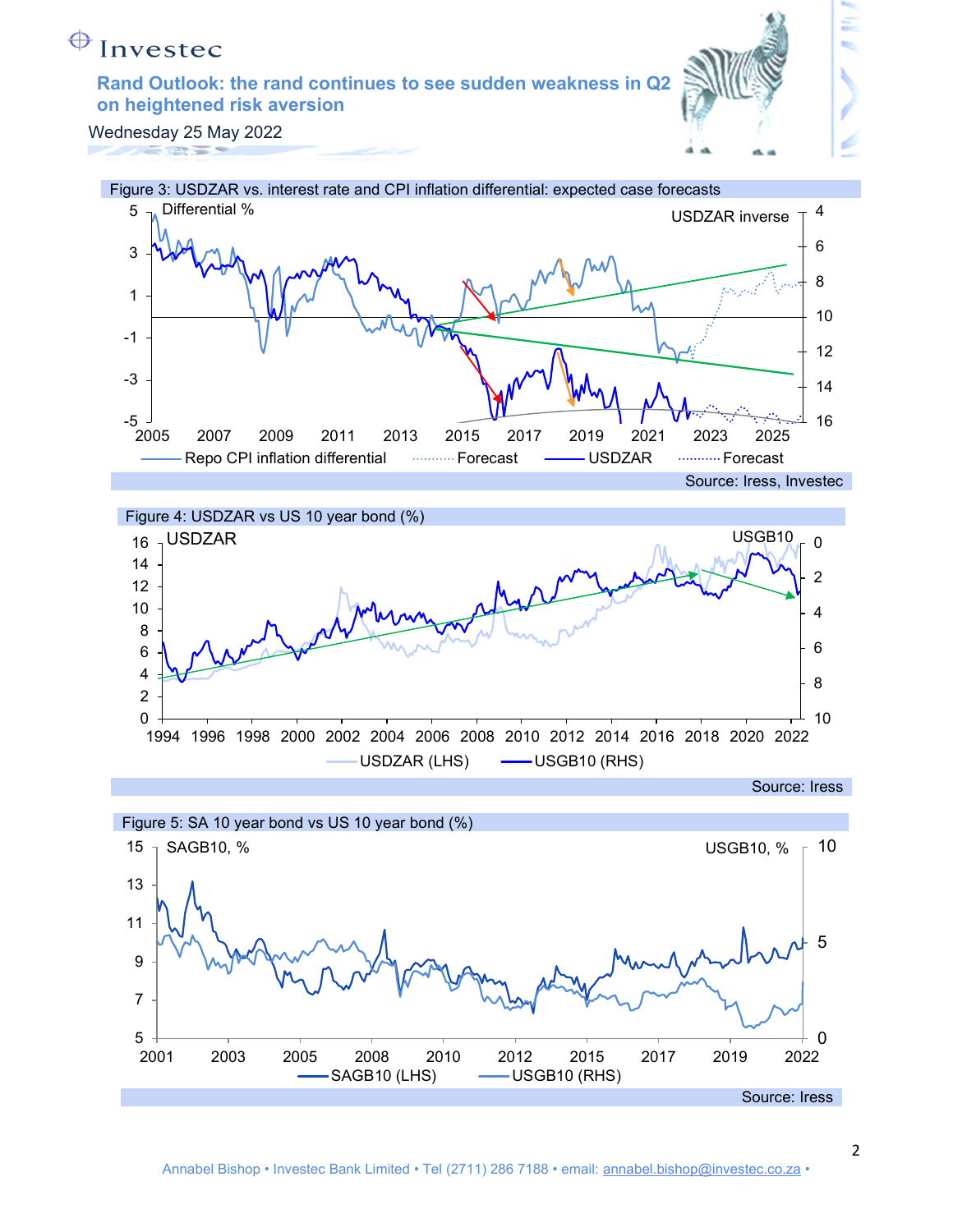# Rand Outlook: the rand continues to see sudden weakness in Q2 on heightened risk aversion

Wednesday 25 May 2022

Figure 3: USDZAR vs. interest rate and CPI inflation differential: expected case forecasts

Source: Iress, Investec

Figure 4: USDZAR vs US 10 year bond (%)

Source: Iress

Figure 5: SA 10 year bond vs US 10 year bond (%)

Source: Iress

Annabel Bishop • Investec Bank Limited • Tel (2711) 286 7188 • email: annabel.bishop@investec.co.za •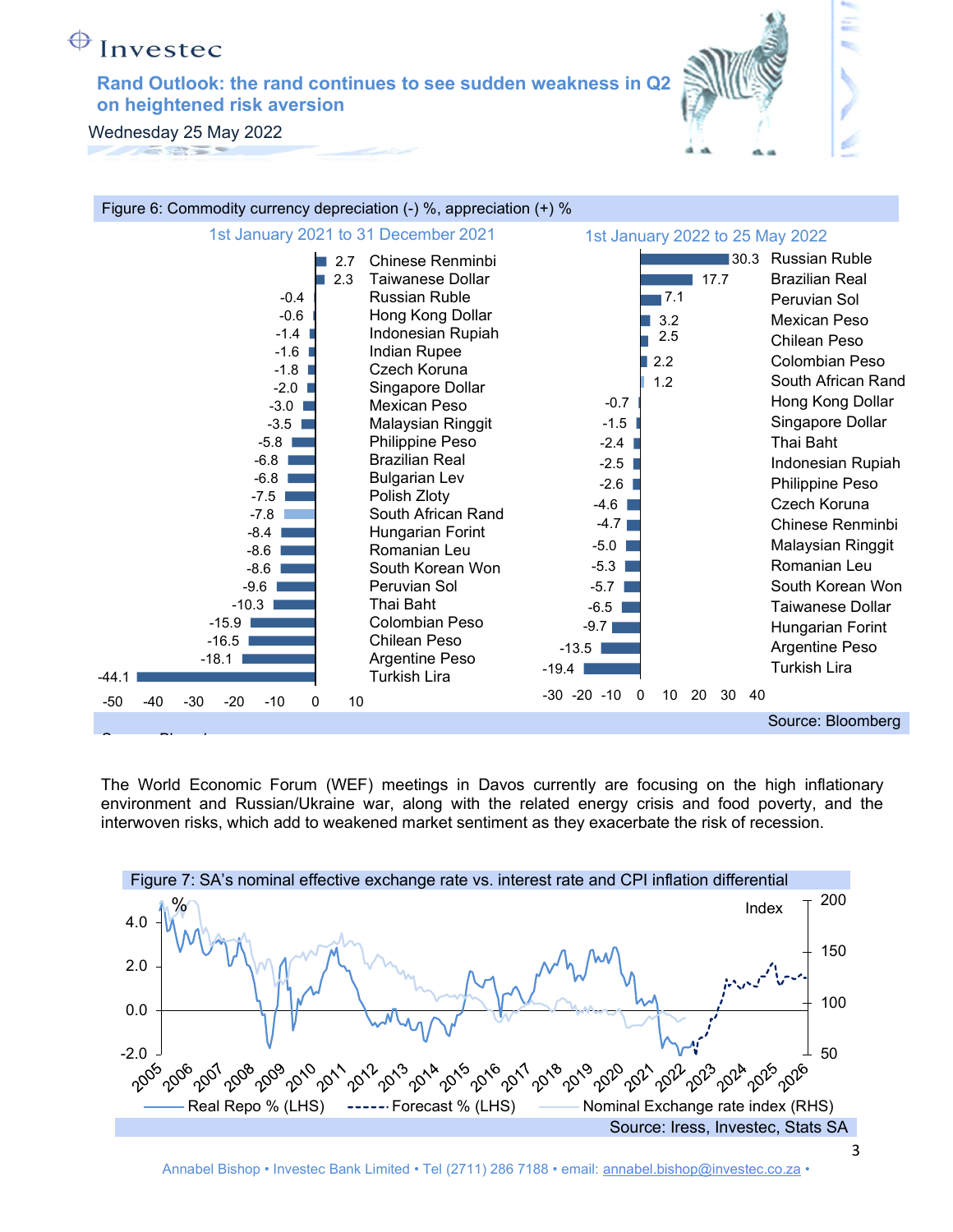Figure 6: Commodity currency depreciation (-) %, appreciation (+) %

| 1st January 2021 to 31 December 2021 | % |
|---|---|
| Chinese Renminbi | 2.7 |
| Taiwanese Dollar | 2.3 |
| Russian Ruble | -0.4 |
| Hong Kong Dollar | -0.6 |
| Indonesian Rupiah | -1.4 |
| Indian Rupee | -1.6 |
| Czech Koruna | -1.8 |
| Singapore Dollar | -2.0 |
| Mexican Peso | -3.0 |
| Malaysian Ringgit | -3.5 |
| Philippine Peso | -5.8 |
| Brazilian Real | -6.8 |
| Bulgarian Lev | -6.8 |
| Polish Zloty | -7.5 |
| South African Rand | -7.8 |
| Hungarian Forint | -8.4 |
| Romanian Leu | -8.6 |
| South Korean Won | -8.6 |
| Peruvian Sol | -9.6 |
| Thai Baht | -10.3 |
| Colombian Peso | -15.9 |
| Chilean Peso | -16.5 |
| Argentine Peso | -18.1 |
| Turkish Lira | -44.1 |

| 1st January 2022 to 25 May 2022 | % |
|---|---|
| Russian Ruble | 30.3 |
| Brazilian Real | 17.7 |
| Peruvian Sol | 7.1 |
| Mexican Peso | 3.2 |
| Chilean Peso | 2.5 |
| Colombian Peso | 2.2 |
| South African Rand | 1.2 |
| Hong Kong Dollar | -0.7 |
| Singapore Dollar | -1.5 |
| Thai Baht | -2.4 |
| Indonesian Rupiah | -2.5 |
| Philippine Peso | -2.6 |
| Czech Koruna | -4.6 |
| Chinese Renminbi | -4.7 |
| Malaysian Ringgit | -5.0 |
| Romanian Leu | -5.3 |
| South Korean Won | -5.7 |
| Taiwanese Dollar | -6.5 |
| Hungarian Forint | -9.7 |
| Argentine Peso | -13.5 |
| Turkish Lira | -19.4 |

Source: Bloomberg

The World Economic Forum (WEF) meetings in Davos currently are focusing on the high inflationary environment and Russian/Ukraine war, along with the related energy crisis and food poverty, and the interwoven risks, which add to weakened market sentiment as they exacerbate the risk of recession.

Figure 7: SA's nominal effective exchange rate vs. interest rate and CPI inflation differential

Real Repo % (LHS) — Forecast % (LHS) — Nominal Exchange rate index (RHS)

Source: Iress, Investec, Stats SA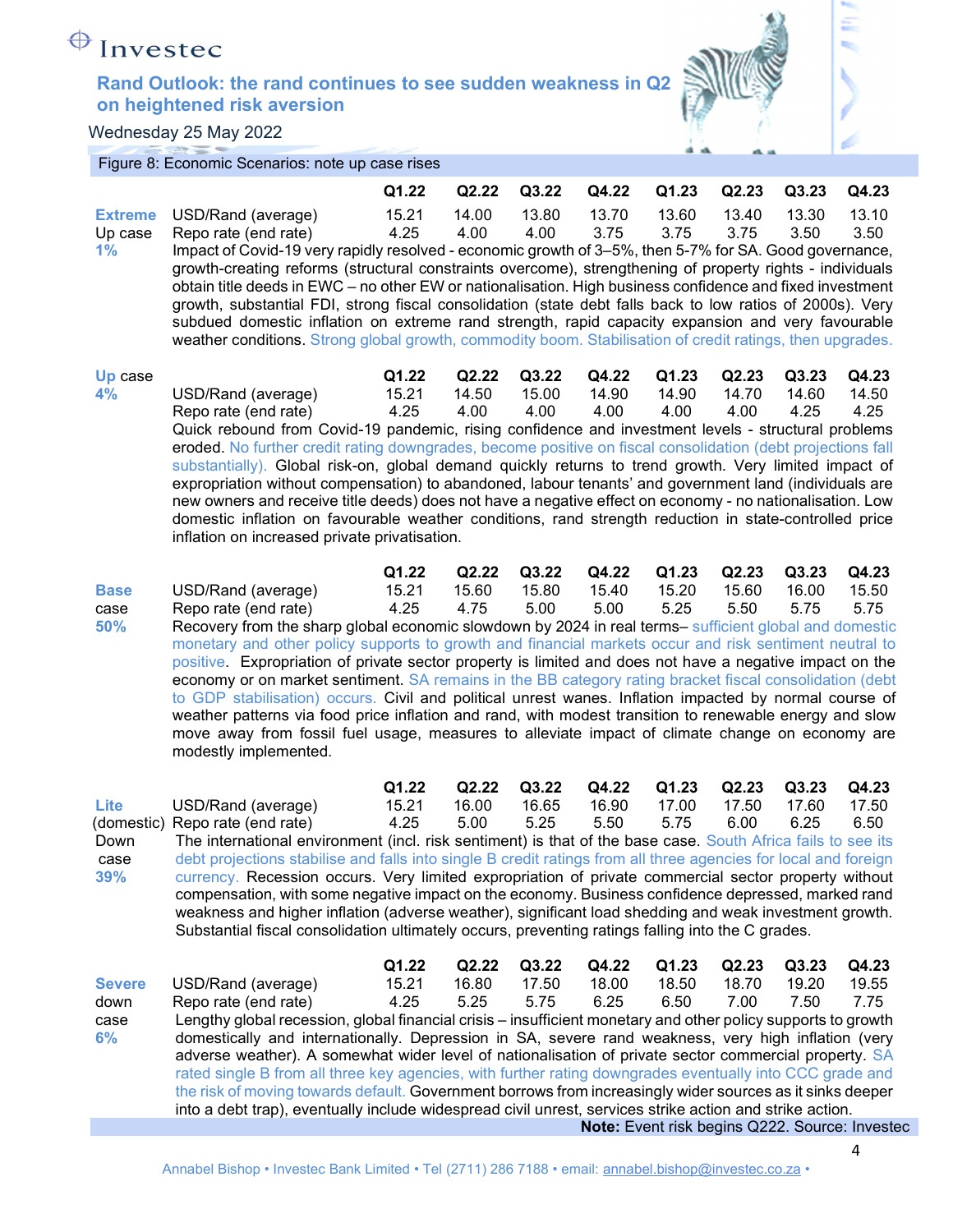Figure 8: Economic Scenarios: note up case rises

**Extreme Up case 1%**

| | Q1.22 | Q2.22 | Q3.22 | Q4.22 | Q1.23 | Q2.23 | Q3.23 | Q4.23 |
|---|---|---|---|---|---|---|---|---|
| USD/Rand (average) | 15.21 | 14.00 | 13.80 | 13.70 | 13.60 | 13.40 | 13.30 | 13.10 |
| Repo rate (end rate) | 4.25 | 4.00 | 4.00 | 3.75 | 3.75 | 3.75 | 3.50 | 3.50 |

Impact of Covid-19 very rapidly resolved - economic growth of 3–5%, then 5-7% for SA. Good governance, growth-creating reforms (structural constraints overcome), strengthening of property rights - individuals obtain title deeds in EWC – no other EW or nationalisation. High business confidence and fixed investment growth, substantial FDI, strong fiscal consolidation (state debt falls back to low ratios of 2000s). Very subdued domestic inflation on extreme rand strength, rapid capacity expansion and very favourable weather conditions. Strong global growth, commodity boom. Stabilisation of credit ratings, then upgrades.

**Up case 4%**

| | Q1.22 | Q2.22 | Q3.22 | Q4.22 | Q1.23 | Q2.23 | Q3.23 | Q4.23 |
|---|---|---|---|---|---|---|---|---|
| USD/Rand (average) | 15.21 | 14.50 | 15.00 | 14.90 | 14.90 | 14.70 | 14.60 | 14.50 |
| Repo rate (end rate) | 4.25 | 4.00 | 4.00 | 4.00 | 4.00 | 4.00 | 4.25 | 4.25 |

Quick rebound from Covid-19 pandemic, rising confidence and investment levels - structural problems eroded. No further credit rating downgrades, become positive on fiscal consolidation (debt projections fall substantially). Global risk-on, global demand quickly returns to trend growth. Very limited impact of expropriation without compensation) to abandoned, labour tenants' and government land (individuals are new owners and receive title deeds) does not have a negative effect on economy - no nationalisation. Low domestic inflation on favourable weather conditions, rand strength reduction in state-controlled price inflation on increased private privatisation.

**Base case 50%**

| | Q1.22 | Q2.22 | Q3.22 | Q4.22 | Q1.23 | Q2.23 | Q3.23 | Q4.23 |
|---|---|---|---|---|---|---|---|---|
| USD/Rand (average) | 15.21 | 15.60 | 15.80 | 15.40 | 15.20 | 15.60 | 16.00 | 15.50 |
| Repo rate (end rate) | 4.25 | 4.75 | 5.00 | 5.00 | 5.25 | 5.50 | 5.75 | 5.75 |

Recovery from the sharp global economic slowdown by 2024 in real terms– sufficient global and domestic monetary and other policy supports to growth and financial markets occur and risk sentiment neutral to positive. Expropriation of private sector property is limited and does not have a negative impact on the economy or on market sentiment. SA remains in the BB category rating bracket fiscal consolidation (debt to GDP stabilisation) occurs. Civil and political unrest wanes. Inflation impacted by normal course of weather patterns via food price inflation and rand, with modest transition to renewable energy and slow move away from fossil fuel usage, measures to alleviate impact of climate change on economy are modestly implemented.

**Lite (domestic) Down case 39%**

| | Q1.22 | Q2.22 | Q3.22 | Q4.22 | Q1.23 | Q2.23 | Q3.23 | Q4.23 |
|---|---|---|---|---|---|---|---|---|
| USD/Rand (average) | 15.21 | 16.00 | 16.65 | 16.90 | 17.00 | 17.50 | 17.60 | 17.50 |
| Repo rate (end rate) | 4.25 | 5.00 | 5.25 | 5.50 | 5.75 | 6.00 | 6.25 | 6.50 |

The international environment (incl. risk sentiment) is that of the base case. South Africa fails to see its debt projections stabilise and falls into single B credit ratings from all three agencies for local and foreign currency. Recession occurs. Very limited expropriation of private commercial sector property without compensation, with some negative impact on the economy. Business confidence depressed, marked rand weakness and higher inflation (adverse weather), significant load shedding and weak investment growth. Substantial fiscal consolidation ultimately occurs, preventing ratings falling into the C grades.

**Severe down case 6%**

| | Q1.22 | Q2.22 | Q3.22 | Q4.22 | Q1.23 | Q2.23 | Q3.23 | Q4.23 |
|---|---|---|---|---|---|---|---|---|
| USD/Rand (average) | 15.21 | 16.80 | 17.50 | 18.00 | 18.50 | 18.70 | 19.20 | 19.55 |
| Repo rate (end rate) | 4.25 | 5.25 | 5.75 | 6.25 | 6.50 | 7.00 | 7.50 | 7.75 |

Lengthy global recession, global financial crisis – insufficient monetary and other policy supports to growth domestically and internationally. Depression in SA, severe rand weakness, very high inflation (very adverse weather). A somewhat wider level of nationalisation of private sector commercial property. SA rated single B from all three key agencies, with further rating downgrades eventually into CCC grade and the risk of moving towards default. Government borrows from increasingly wider sources as it sinks deeper into a debt trap), eventually include widespread civil unrest, services strike action and strike action.

**Note:** Event risk begins Q222. Source: Investec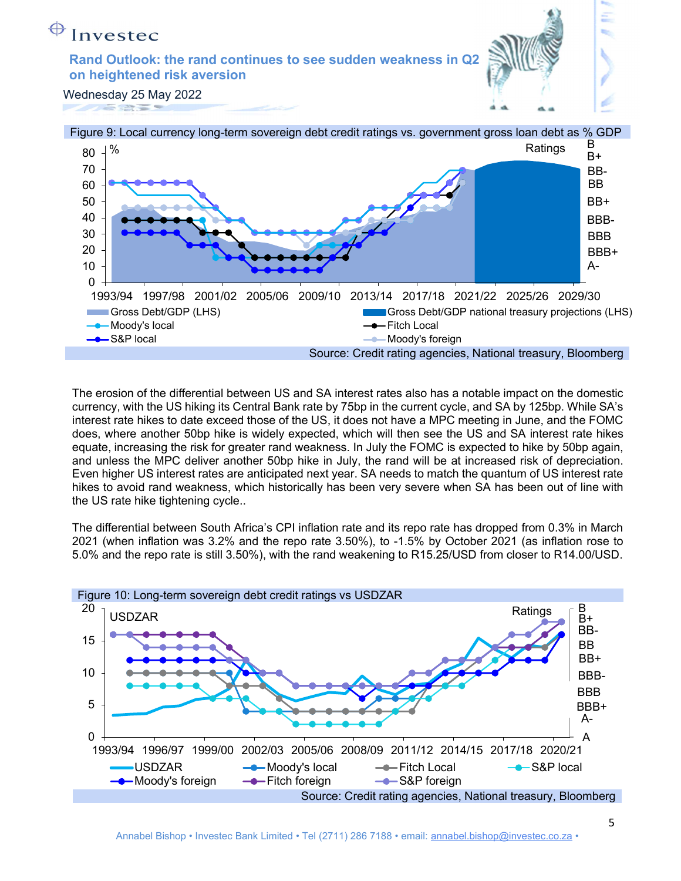Figure 9: Local currency long-term sovereign debt credit ratings vs. government gross loan debt as % GDP

Source: Credit rating agencies, National treasury, Bloomberg

The erosion of the differential between US and SA interest rates also has a notable impact on the domestic currency, with the US hiking its Central Bank rate by 75bp in the current cycle, and SA by 125bp. While SA's interest rate hikes to date exceed those of the US, it does not have a MPC meeting in June, and the FOMC does, where another 50bp hike is widely expected, which will then see the US and SA interest rate hikes equate, increasing the risk for greater rand weakness. In July the FOMC is expected to hike by 50bp again, and unless the MPC deliver another 50bp hike in July, the rand will be at increased risk of depreciation. Even higher US interest rates are anticipated next year. SA needs to match the quantum of US interest rate hikes to avoid rand weakness, which historically has been very severe when SA has been out of line with the US rate hike tightening cycle..

The differential between South Africa's CPI inflation rate and its repo rate has dropped from 0.3% in March 2021 (when inflation was 3.2% and the repo rate 3.50%), to -1.5% by October 2021 (as inflation rose to 5.0% and the repo rate is still 3.50%), with the rand weakening to R15.25/USD from closer to R14.00/USD.

Figure 10: Long-term sovereign debt credit ratings vs USDZAR

Source: Credit rating agencies, National treasury, Bloomberg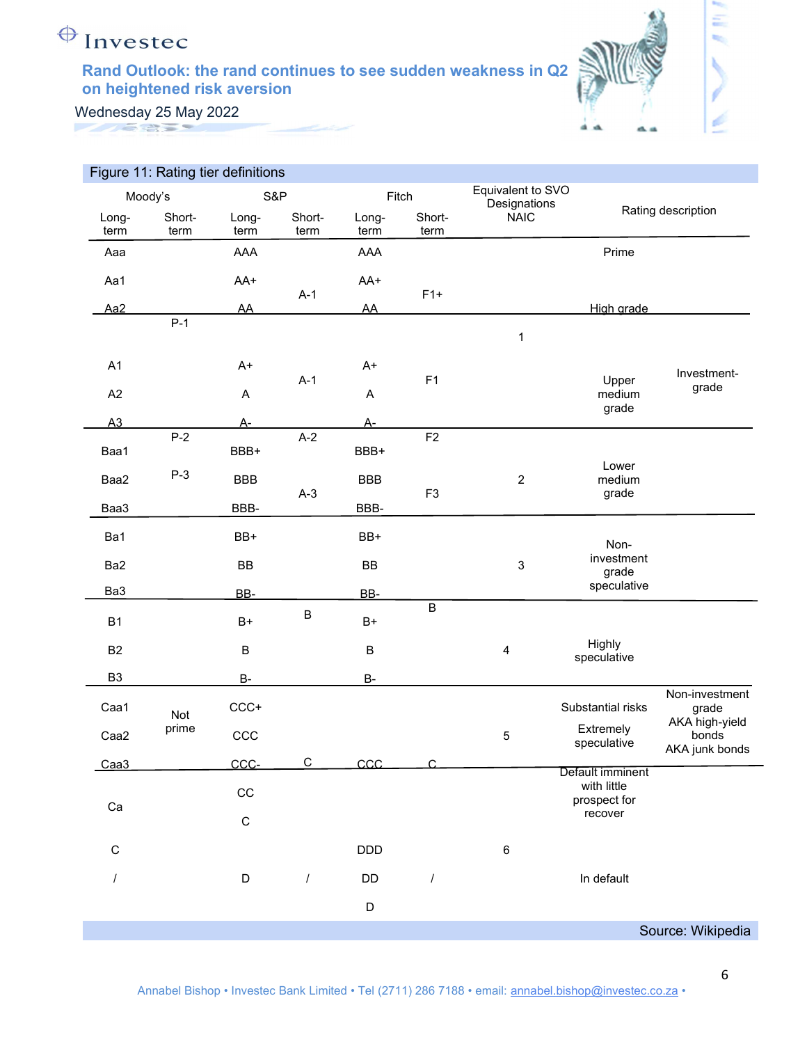Figure 11: Rating tier definitions

| Moody's Long-term | Moody's Short-term | S&P Long-term | S&P Short-term | Fitch Long-term | Fitch Short-term | Equivalent to SVO Designations NAIC | Rating description | |
|---|---|---|---|---|---|---|---|---|
| Aaa | P-1 | AAA | A-1 | AAA | F1+ | 1 | Prime | Investment-grade |
| Aa1 | | AA+ | | AA+ | | | High grade | |
| Aa2 | | AA | | AA | | | | |
| A1 | | A+ | A-1 | A+ | F1 | | Upper medium grade | |
| A2 | | A | | A | | | | |
| A3 | P-2 | A- | A-2 | A- | F2 | | | |
| Baa1 | | BBB+ | | BBB+ | | 2 | Lower medium grade | |
| Baa2 | P-3 | BBB | A-3 | BBB | F3 | | | |
| Baa3 | | BBB- | | BBB- | | | | |
| Ba1 | Not prime | BB+ | B | BB+ | B | 3 | Non-investment grade speculative | Non-investment grade AKA high-yield bonds AKA junk bonds |
| Ba2 | | BB | | BB | | | | |
| Ba3 | | BB- | | BB- | | | | |
| B1 | | B+ | | B+ | | 4 | Highly speculative | |
| B2 | | B | | B | | | | |
| B3 | | B- | | B- | | | | |
| Caa1 | | CCC+ | C | CCC | C | 5 | Substantial risks | |
| Caa2 | | CCC | | | | | Extremely speculative | |
| Caa3 | | CCC- | | | | | | |
| Ca | | CC | | | | 6 | Default imminent with little prospect for recover | |
| | | C | | | | | | |
| C | | | | DDD | | | In default | |
| / | | D | / | DD | / | | | |
| | | | | D | | | | |

Source: Wikipedia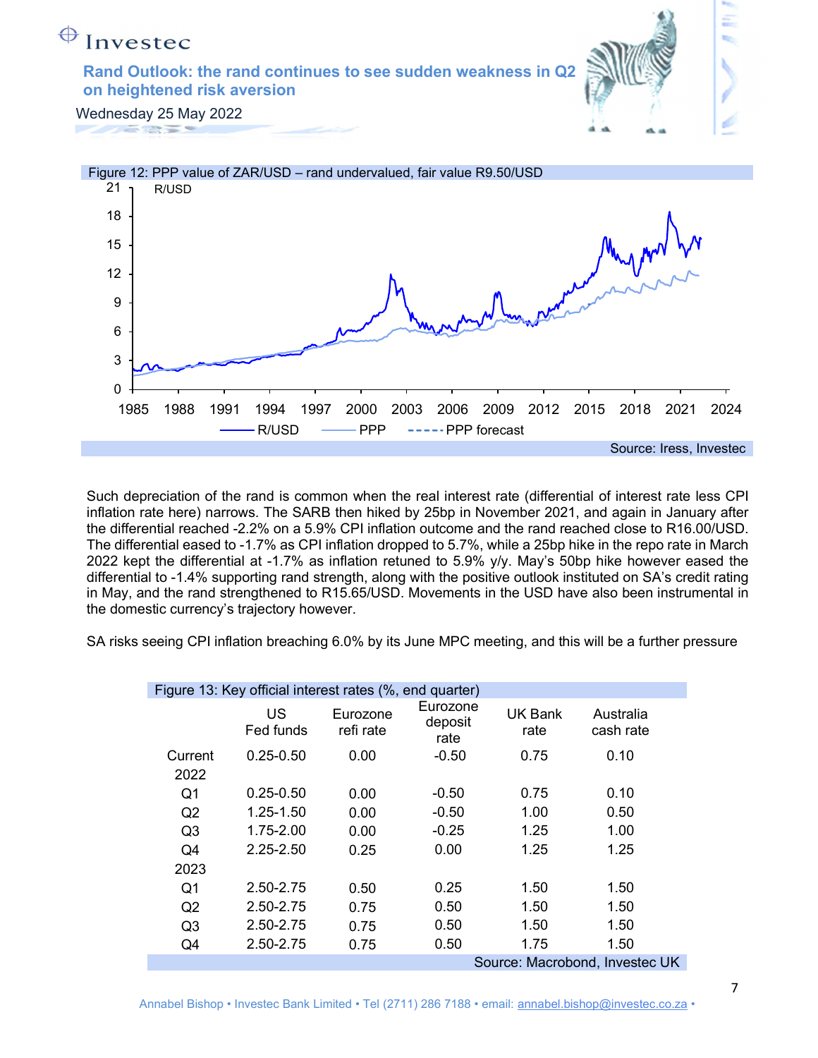Figure 12: PPP value of ZAR/USD – rand undervalued, fair value R9.50/USD

Source: Iress, Investec

Such depreciation of the rand is common when the real interest rate (differential of interest rate less CPI inflation rate here) narrows. The SARB then hiked by 25bp in November 2021, and again in January after the differential reached -2.2% on a 5.9% CPI inflation outcome and the rand reached close to R16.00/USD. The differential eased to -1.7% as CPI inflation dropped to 5.7%, while a 25bp hike in the repo rate in March 2022 kept the differential at -1.7% as inflation retuned to 5.9% y/y. May's 50bp hike however eased the differential to -1.4% supporting rand strength, along with the positive outlook instituted on SA's credit rating in May, and the rand strengthened to R15.65/USD. Movements in the USD have also been instrumental in the domestic currency's trajectory however.

SA risks seeing CPI inflation breaching 6.0% by its June MPC meeting, and this will be a further pressure

Figure 13: Key official interest rates (%, end quarter)

| | US Fed funds | Eurozone refi rate | Eurozone deposit rate | UK Bank rate | Australia cash rate |
|---|---|---|---|---|---|
| Current | 0.25-0.50 | 0.00 | -0.50 | 0.75 | 0.10 |
| 2022 | | | | | |
| Q1 | 0.25-0.50 | 0.00 | -0.50 | 0.75 | 0.10 |
| Q2 | 1.25-1.50 | 0.00 | -0.50 | 1.00 | 0.50 |
| Q3 | 1.75-2.00 | 0.00 | -0.25 | 1.25 | 1.00 |
| Q4 | 2.25-2.50 | 0.25 | 0.00 | 1.25 | 1.25 |
| 2023 | | | | | |
| Q1 | 2.50-2.75 | 0.50 | 0.25 | 1.50 | 1.50 |
| Q2 | 2.50-2.75 | 0.75 | 0.50 | 1.50 | 1.50 |
| Q3 | 2.50-2.75 | 0.75 | 0.50 | 1.50 | 1.50 |
| Q4 | 2.50-2.75 | 0.75 | 0.50 | 1.75 | 1.50 |

Source: Macrobond, Investec UK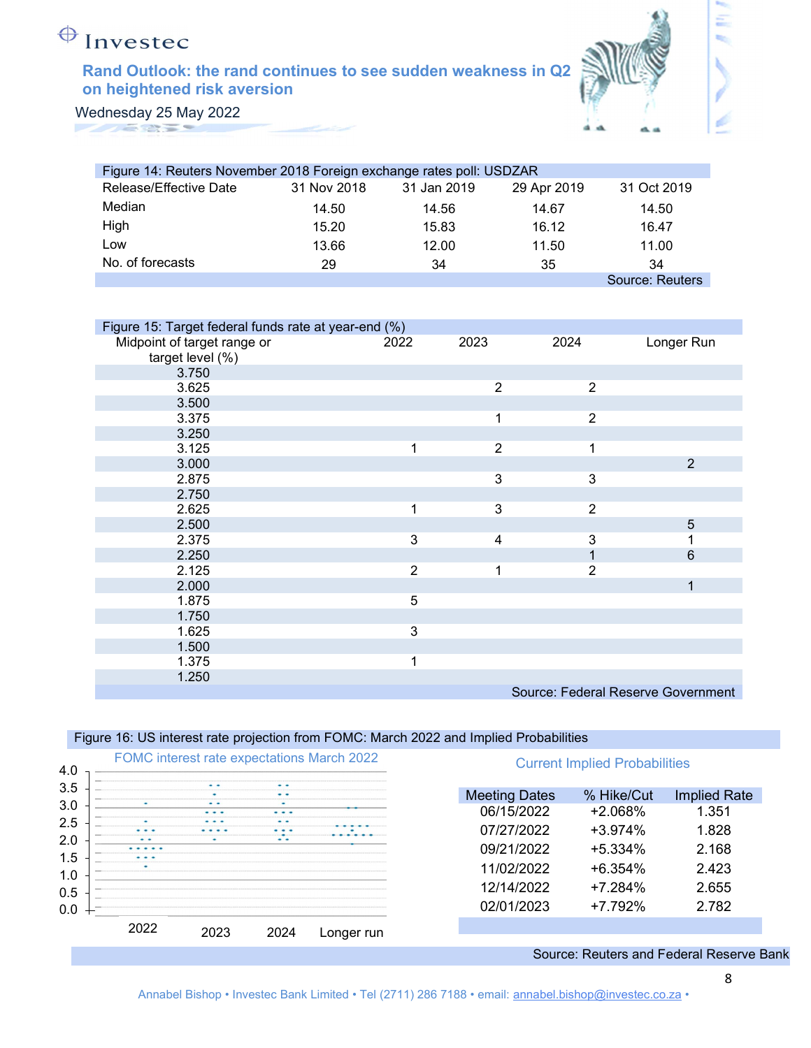**Figure 14: Reuters November 2018 Foreign exchange rates poll: USDZAR**

| Release/Effective Date | 31 Nov 2018 | 31 Jan 2019 | 29 Apr 2019 | 31 Oct 2019 |
|---|---|---|---|---|
| Median | 14.50 | 14.56 | 14.67 | 14.50 |
| High | 15.20 | 15.83 | 16.12 | 16.47 |
| Low | 13.66 | 12.00 | 11.50 | 11.00 |
| No. of forecasts | 29 | 34 | 35 | 34 |

Source: Reuters

**Figure 15: Target federal funds rate at year-end (%)**

| Midpoint of target range or target level (%) | 2022 | 2023 | 2024 | Longer Run |
|---|---|---|---|---|
| 3.750 | | | | |
| 3.625 | | 2 | 2 | |
| 3.500 | | | | |
| 3.375 | | 1 | 2 | |
| 3.250 | | | | |
| 3.125 | 1 | 2 | 1 | |
| 3.000 | | | | 2 |
| 2.875 | | 3 | 3 | |
| 2.750 | | | | |
| 2.625 | 1 | 3 | 2 | |
| 2.500 | | | | 5 |
| 2.375 | 3 | 4 | 3 | 1 |
| 2.250 | | | 1 | 6 |
| 2.125 | 2 | 1 | 2 | |
| 2.000 | | | | 1 |
| 1.875 | 5 | | | |
| 1.750 | | | | |
| 1.625 | 3 | | | |
| 1.500 | | | | |
| 1.375 | 1 | | | |
| 1.250 | | | | |

Source: Federal Reserve Government

**Figure 16: US interest rate projection from FOMC: March 2022 and Implied Probabilities**

FOMC interest rate expectations March 2022

Current Implied Probabilities

| Meeting Dates | % Hike/Cut | Implied Rate |
|---|---|---|
| 06/15/2022 | +2.068% | 1.351 |
| 07/27/2022 | +3.974% | 1.828 |
| 09/21/2022 | +5.334% | 2.168 |
| 11/02/2022 | +6.354% | 2.423 |
| 12/14/2022 | +7.284% | 2.655 |
| 02/01/2023 | +7.792% | 2.782 |

Source: Reuters and Federal Reserve Bank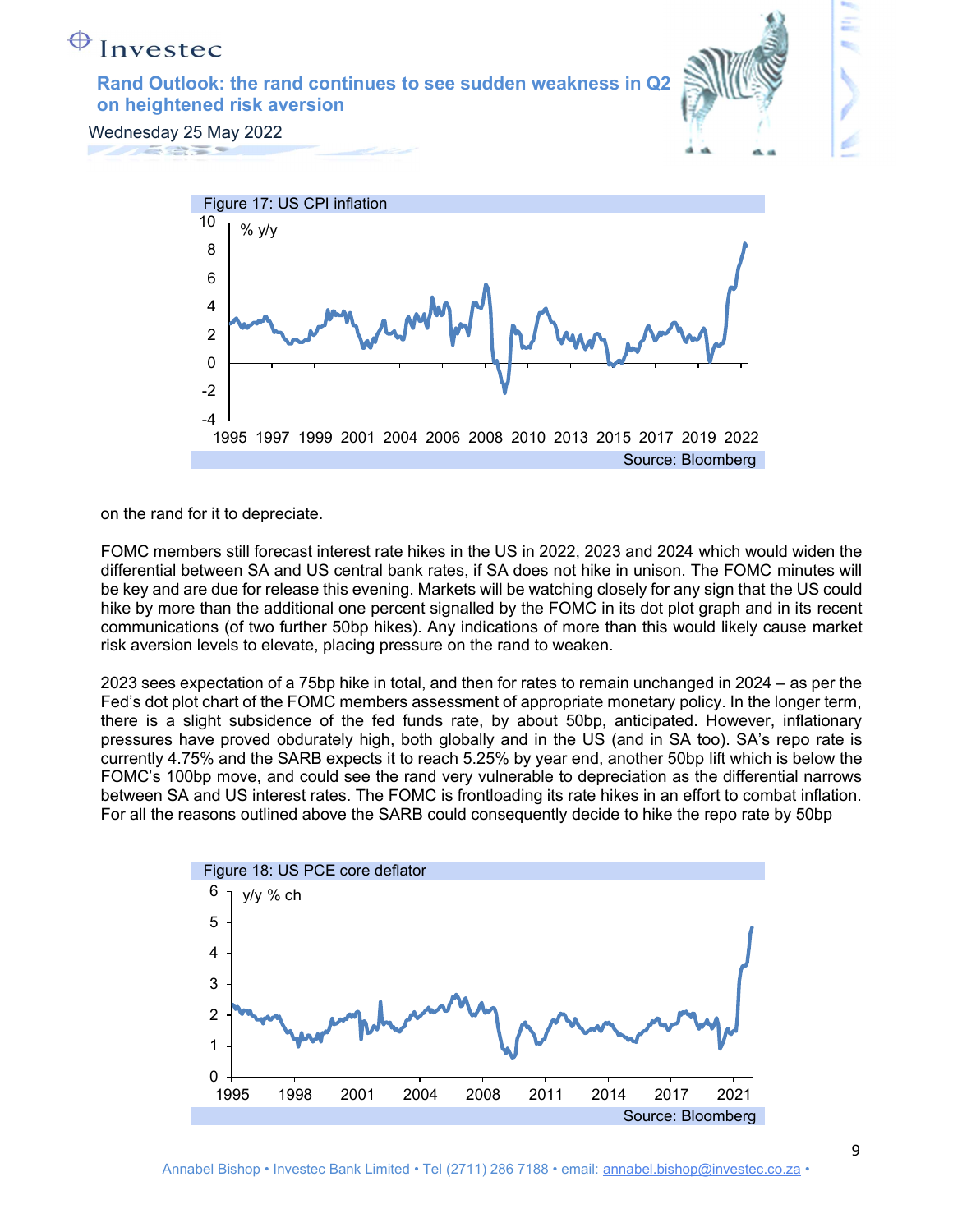Figure 17: US CPI inflation

Source: Bloomberg

on the rand for it to depreciate.

FOMC members still forecast interest rate hikes in the US in 2022, 2023 and 2024 which would widen the differential between SA and US central bank rates, if SA does not hike in unison. The FOMC minutes will be key and are due for release this evening. Markets will be watching closely for any sign that the US could hike by more than the additional one percent signalled by the FOMC in its dot plot graph and in its recent communications (of two further 50bp hikes). Any indications of more than this would likely cause market risk aversion levels to elevate, placing pressure on the rand to weaken.

2023 sees expectation of a 75bp hike in total, and then for rates to remain unchanged in 2024 – as per the Fed's dot plot chart of the FOMC members assessment of appropriate monetary policy. In the longer term, there is a slight subsidence of the fed funds rate, by about 50bp, anticipated. However, inflationary pressures have proved obdurately high, both globally and in the US (and in SA too). SA's repo rate is currently 4.75% and the SARB expects it to reach 5.25% by year end, another 50bp lift which is below the FOMC's 100bp move, and could see the rand very vulnerable to depreciation as the differential narrows between SA and US interest rates. The FOMC is frontloading its rate hikes in an effort to combat inflation. For all the reasons outlined above the SARB could consequently decide to hike the repo rate by 50bp

Figure 18: US PCE core deflator

Source: Bloomberg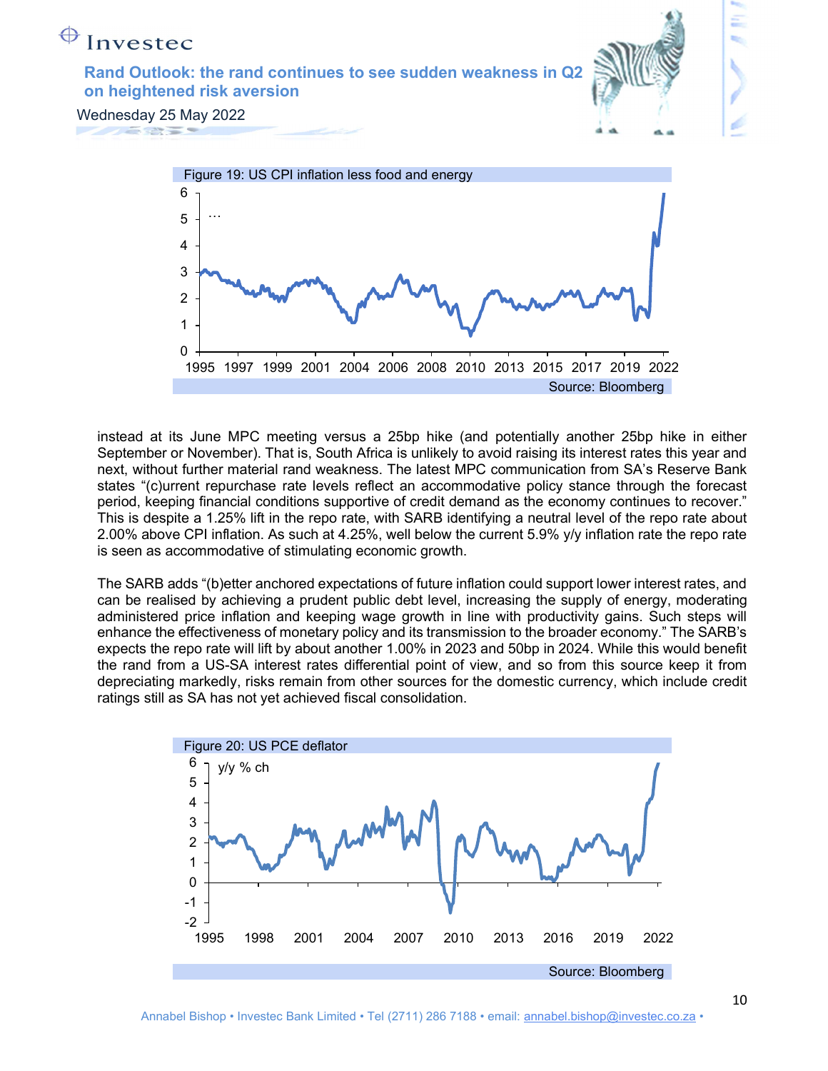Figure 19: US CPI inflation less food and energy

Source: Bloomberg

instead at its June MPC meeting versus a 25bp hike (and potentially another 25bp hike in either September or November). That is, South Africa is unlikely to avoid raising its interest rates this year and next, without further material rand weakness. The latest MPC communication from SA's Reserve Bank states "(c)urrent repurchase rate levels reflect an accommodative policy stance through the forecast period, keeping financial conditions supportive of credit demand as the economy continues to recover." This is despite a 1.25% lift in the repo rate, with SARB identifying a neutral level of the repo rate about 2.00% above CPI inflation. As such at 4.25%, well below the current 5.9% y/y inflation rate the repo rate is seen as accommodative of stimulating economic growth.

The SARB adds "(b)etter anchored expectations of future inflation could support lower interest rates, and can be realised by achieving a prudent public debt level, increasing the supply of energy, moderating administered price inflation and keeping wage growth in line with productivity gains. Such steps will enhance the effectiveness of monetary policy and its transmission to the broader economy." The SARB's expects the repo rate will lift by about another 1.00% in 2023 and 50bp in 2024. While this would benefit the rand from a US-SA interest rates differential point of view, and so from this source keep it from depreciating markedly, risks remain from other sources for the domestic currency, which include credit ratings still as SA has not yet achieved fiscal consolidation.

Figure 20: US PCE deflator

Source: Bloomberg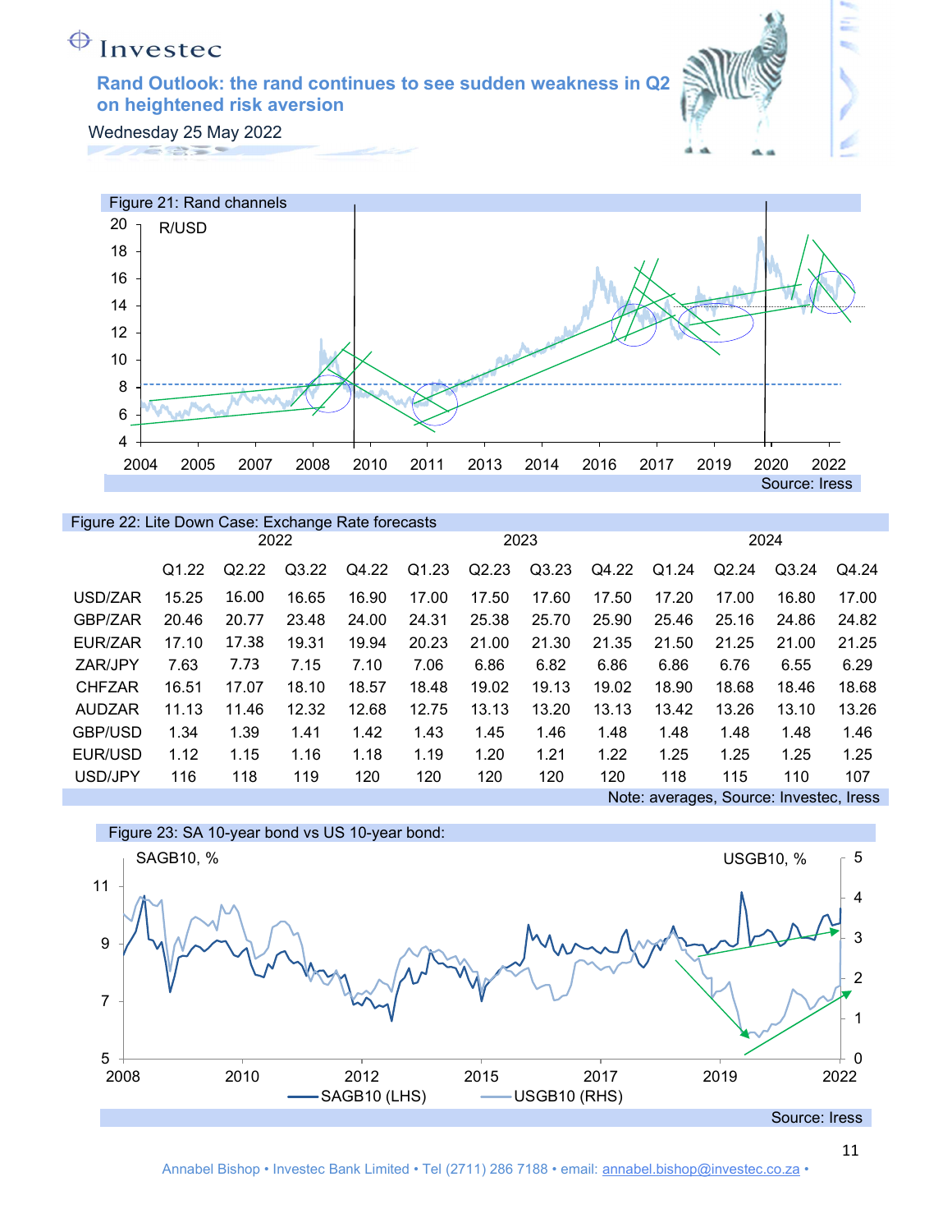Figure 21: Rand channels

Source: Iress

Figure 22: Lite Down Case: Exchange Rate forecasts

| | 2022 | | | | 2023 | | | | 2024 | | | |
|---|---|---|---|---|---|---|---|---|---|---|---|---|
| | Q1.22 | Q2.22 | Q3.22 | Q4.22 | Q1.23 | Q2.23 | Q3.23 | Q4.22 | Q1.24 | Q2.24 | Q3.24 | Q4.24 |
| USD/ZAR | 15.25 | 16.00 | 16.65 | 16.90 | 17.00 | 17.50 | 17.60 | 17.50 | 17.20 | 17.00 | 16.80 | 17.00 |
| GBP/ZAR | 20.46 | 20.77 | 23.48 | 24.00 | 24.31 | 25.38 | 25.70 | 25.90 | 25.46 | 25.16 | 24.86 | 24.82 |
| EUR/ZAR | 17.10 | 17.38 | 19.31 | 19.94 | 20.23 | 21.00 | 21.30 | 21.35 | 21.50 | 21.25 | 21.00 | 21.25 |
| ZAR/JPY | 7.63 | 7.73 | 7.15 | 7.10 | 7.06 | 6.86 | 6.82 | 6.86 | 6.86 | 6.76 | 6.55 | 6.29 |
| CHFZAR | 16.51 | 17.07 | 18.10 | 18.57 | 18.48 | 19.02 | 19.13 | 19.02 | 18.90 | 18.68 | 18.46 | 18.68 |
| AUDZAR | 11.13 | 11.46 | 12.32 | 12.68 | 12.75 | 13.13 | 13.20 | 13.13 | 13.42 | 13.26 | 13.10 | 13.26 |
| GBP/USD | 1.34 | 1.39 | 1.41 | 1.42 | 1.43 | 1.45 | 1.46 | 1.48 | 1.48 | 1.48 | 1.48 | 1.46 |
| EUR/USD | 1.12 | 1.15 | 1.16 | 1.18 | 1.19 | 1.20 | 1.21 | 1.22 | 1.25 | 1.25 | 1.25 | 1.25 |
| USD/JPY | 116 | 118 | 119 | 120 | 120 | 120 | 120 | 120 | 118 | 115 | 110 | 107 |

Note: averages, Source: Investec, Iress

Figure 23: SA 10-year bond vs US 10-year bond:

Source: Iress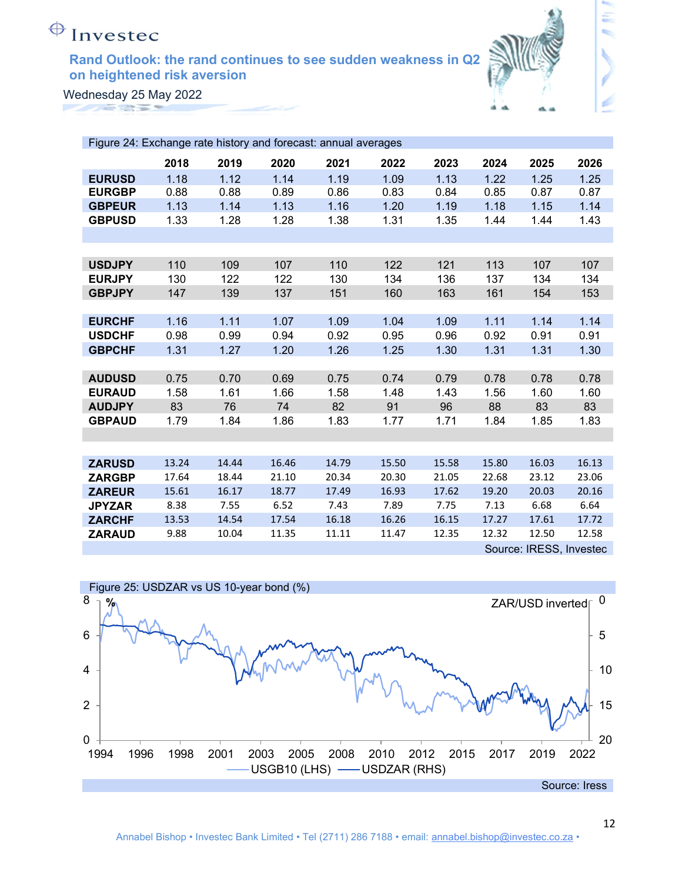Figure 24: Exchange rate history and forecast: annual averages

| | 2018 | 2019 | 2020 | 2021 | 2022 | 2023 | 2024 | 2025 | 2026 |
|---|---|---|---|---|---|---|---|---|---|
| **EURUSD** | 1.18 | 1.12 | 1.14 | 1.19 | 1.09 | 1.13 | 1.22 | 1.25 | 1.25 |
| **EURGBP** | 0.88 | 0.88 | 0.89 | 0.86 | 0.83 | 0.84 | 0.85 | 0.87 | 0.87 |
| **GBPEUR** | 1.13 | 1.14 | 1.13 | 1.16 | 1.20 | 1.19 | 1.18 | 1.15 | 1.14 |
| **GBPUSD** | 1.33 | 1.28 | 1.28 | 1.38 | 1.31 | 1.35 | 1.44 | 1.44 | 1.43 |
| | | | | | | | | | |
| **USDJPY** | 110 | 109 | 107 | 110 | 122 | 121 | 113 | 107 | 107 |
| **EURJPY** | 130 | 122 | 122 | 130 | 134 | 136 | 137 | 134 | 134 |
| **GBPJPY** | 147 | 139 | 137 | 151 | 160 | 163 | 161 | 154 | 153 |
| | | | | | | | | | |
| **EURCHF** | 1.16 | 1.11 | 1.07 | 1.09 | 1.04 | 1.09 | 1.11 | 1.14 | 1.14 |
| **USDCHF** | 0.98 | 0.99 | 0.94 | 0.92 | 0.95 | 0.96 | 0.92 | 0.91 | 0.91 |
| **GBPCHF** | 1.31 | 1.27 | 1.20 | 1.26 | 1.25 | 1.30 | 1.31 | 1.31 | 1.30 |
| | | | | | | | | | |
| **AUDUSD** | 0.75 | 0.70 | 0.69 | 0.75 | 0.74 | 0.79 | 0.78 | 0.78 | 0.78 |
| **EURAUD** | 1.58 | 1.61 | 1.66 | 1.58 | 1.48 | 1.43 | 1.56 | 1.60 | 1.60 |
| **AUDJPY** | 83 | 76 | 74 | 82 | 91 | 96 | 88 | 83 | 83 |
| **GBPAUD** | 1.79 | 1.84 | 1.86 | 1.83 | 1.77 | 1.71 | 1.84 | 1.85 | 1.83 |
| | | | | | | | | | |
| **ZARUSD** | 13.24 | 14.44 | 16.46 | 14.79 | 15.50 | 15.58 | 15.80 | 16.03 | 16.13 |
| **ZARGBP** | 17.64 | 18.44 | 21.10 | 20.34 | 20.30 | 21.05 | 22.68 | 23.12 | 23.06 |
| **ZAREUR** | 15.61 | 16.17 | 18.77 | 17.49 | 16.93 | 17.62 | 19.20 | 20.03 | 20.16 |
| **JPYZAR** | 8.38 | 7.55 | 6.52 | 7.43 | 7.89 | 7.75 | 7.13 | 6.68 | 6.64 |
| **ZARCHF** | 13.53 | 14.54 | 17.54 | 16.18 | 16.26 | 16.15 | 17.27 | 17.61 | 17.72 |
| **ZARAUD** | 9.88 | 10.04 | 11.35 | 11.11 | 11.47 | 12.35 | 12.32 | 12.50 | 12.58 |

Source: IRESS, Investec

Figure 25: USDZAR vs US 10-year bond (%)

Source: Iress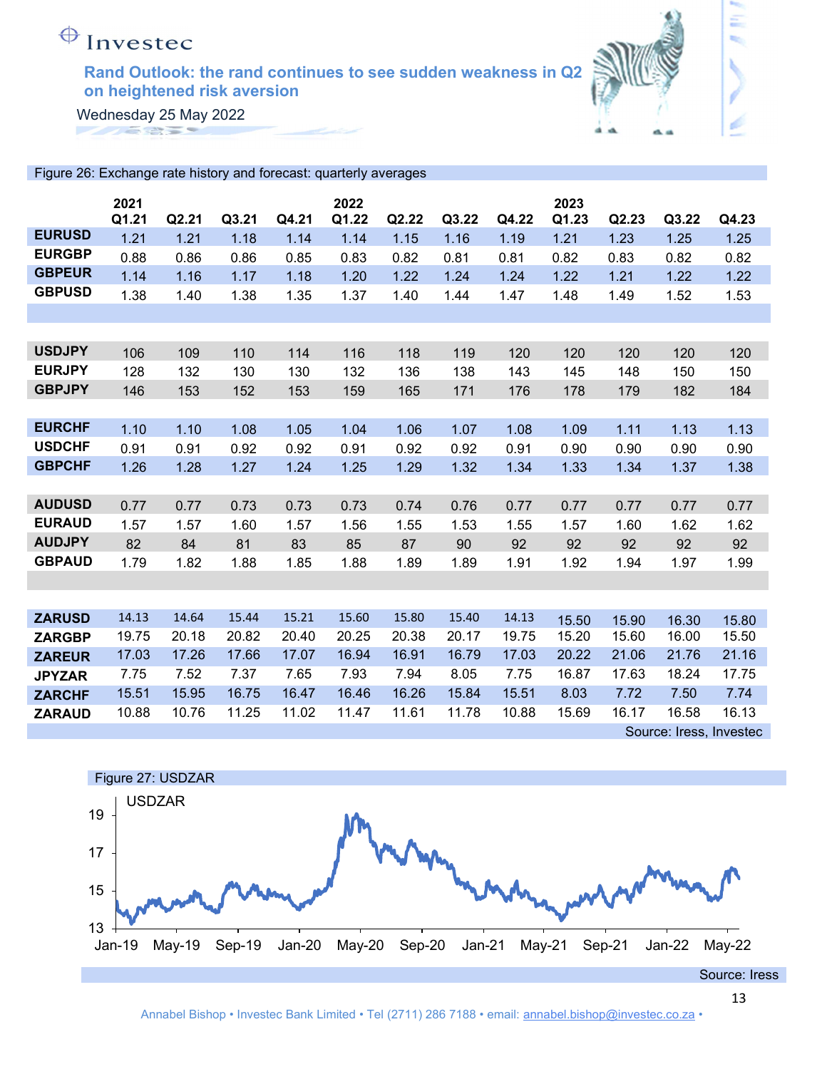# Rand Outlook: the rand continues to see sudden weakness in Q2 on heightened risk aversion

Wednesday 25 May 2022

Figure 26: Exchange rate history and forecast: quarterly averages

| | 2021 Q1.21 | Q2.21 | Q3.21 | Q4.21 | 2022 Q1.22 | Q2.22 | Q3.22 | Q4.22 | 2023 Q1.23 | Q2.23 | Q3.22 | Q4.23 |
|---|---|---|---|---|---|---|---|---|---|---|---|---|
| **EURUSD** | 1.21 | 1.21 | 1.18 | 1.14 | 1.14 | 1.15 | 1.16 | 1.19 | 1.21 | 1.23 | 1.25 | 1.25 |
| **EURGBP** | 0.88 | 0.86 | 0.86 | 0.85 | 0.83 | 0.82 | 0.81 | 0.81 | 0.82 | 0.83 | 0.82 | 0.82 |
| **GBPEUR** | 1.14 | 1.16 | 1.17 | 1.18 | 1.20 | 1.22 | 1.24 | 1.24 | 1.22 | 1.21 | 1.22 | 1.22 |
| **GBPUSD** | 1.38 | 1.40 | 1.38 | 1.35 | 1.37 | 1.40 | 1.44 | 1.47 | 1.48 | 1.49 | 1.52 | 1.53 |
| | | | | | | | | | | | | |
| **USDJPY** | 106 | 109 | 110 | 114 | 116 | 118 | 119 | 120 | 120 | 120 | 120 | 120 |
| **EURJPY** | 128 | 132 | 130 | 130 | 132 | 136 | 138 | 143 | 145 | 148 | 150 | 150 |
| **GBPJPY** | 146 | 153 | 152 | 153 | 159 | 165 | 171 | 176 | 178 | 179 | 182 | 184 |
| | | | | | | | | | | | | |
| **EURCHF** | 1.10 | 1.10 | 1.08 | 1.05 | 1.04 | 1.06 | 1.07 | 1.08 | 1.09 | 1.11 | 1.13 | 1.13 |
| **USDCHF** | 0.91 | 0.91 | 0.92 | 0.92 | 0.91 | 0.92 | 0.92 | 0.91 | 0.90 | 0.90 | 0.90 | 0.90 |
| **GBPCHF** | 1.26 | 1.28 | 1.27 | 1.24 | 1.25 | 1.29 | 1.32 | 1.34 | 1.33 | 1.34 | 1.37 | 1.38 |
| | | | | | | | | | | | | |
| **AUDUSD** | 0.77 | 0.77 | 0.73 | 0.73 | 0.73 | 0.74 | 0.76 | 0.77 | 0.77 | 0.77 | 0.77 | 0.77 |
| **EURAUD** | 1.57 | 1.57 | 1.60 | 1.57 | 1.56 | 1.55 | 1.53 | 1.55 | 1.57 | 1.60 | 1.62 | 1.62 |
| **AUDJPY** | 82 | 84 | 81 | 83 | 85 | 87 | 90 | 92 | 92 | 92 | 92 | 92 |
| **GBPAUD** | 1.79 | 1.82 | 1.88 | 1.85 | 1.88 | 1.89 | 1.89 | 1.91 | 1.92 | 1.94 | 1.97 | 1.99 |
| | | | | | | | | | | | | |
| **ZARUSD** | 14.13 | 14.64 | 15.44 | 15.21 | 15.60 | 15.80 | 15.40 | 14.13 | 15.50 | 15.90 | 16.30 | 15.80 |
| **ZARGBP** | 19.75 | 20.18 | 20.82 | 20.40 | 20.25 | 20.38 | 20.17 | 19.75 | 15.20 | 15.60 | 16.00 | 15.50 |
| **ZAREUR** | 17.03 | 17.26 | 17.66 | 17.07 | 16.94 | 16.91 | 16.79 | 17.03 | 20.22 | 21.06 | 21.76 | 21.16 |
| **JPYZAR** | 7.75 | 7.52 | 7.37 | 7.65 | 7.93 | 7.94 | 8.05 | 7.75 | 16.87 | 17.63 | 18.24 | 17.75 |
| **ZARCHF** | 15.51 | 15.95 | 16.75 | 16.47 | 16.46 | 16.26 | 15.84 | 15.51 | 8.03 | 7.72 | 7.50 | 7.74 |
| **ZARAUD** | 10.88 | 10.76 | 11.25 | 11.02 | 11.47 | 11.61 | 11.78 | 10.88 | 15.69 | 16.17 | 16.58 | 16.13 |

Source: Iress, Investec

Figure 27: USDZAR

Source: Iress

Annabel Bishop • Investec Bank Limited • Tel (2711) 286 7188 • email: annabel.bishop@investec.co.za •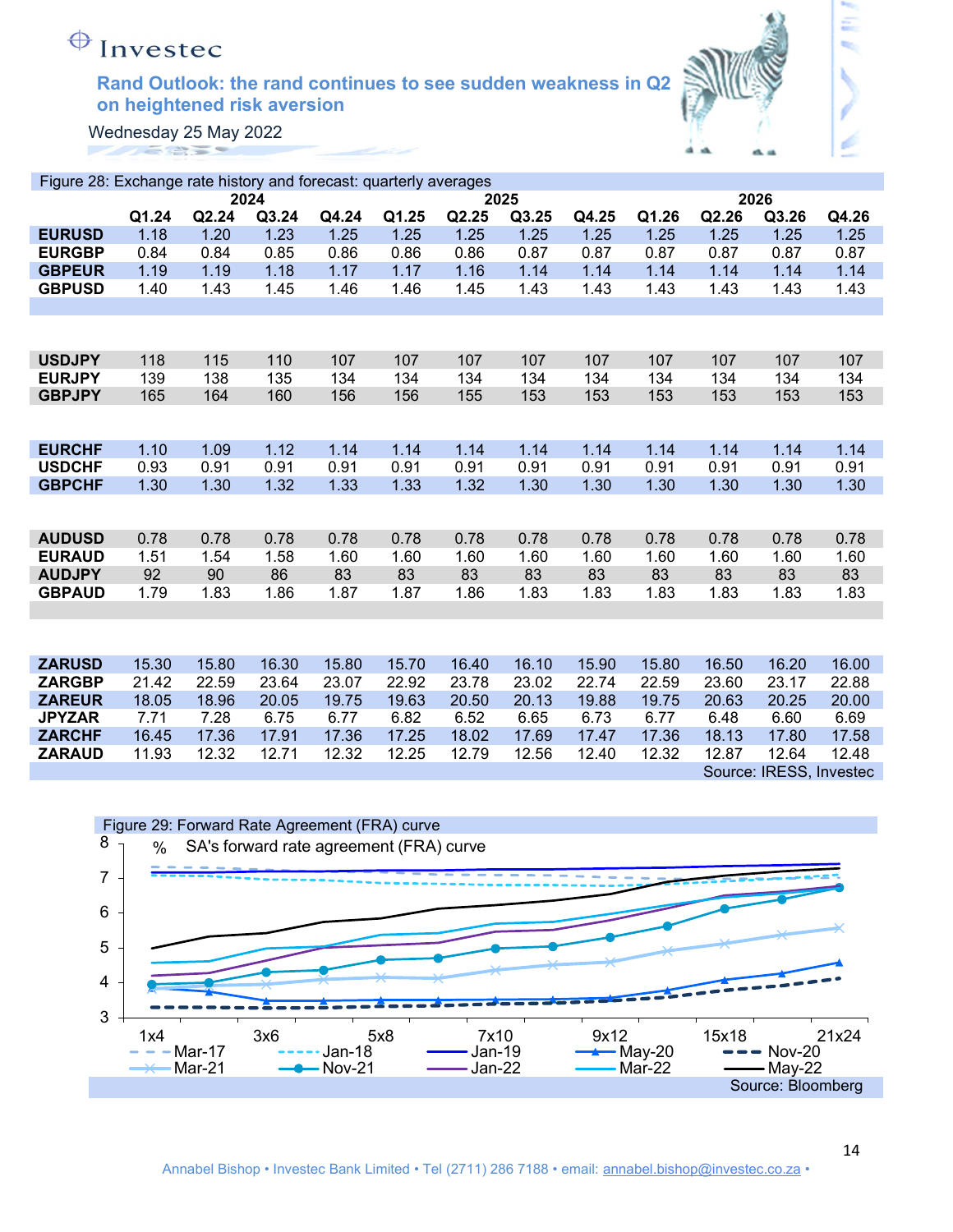Rand Outlook: the rand continues to see sudden weakness in Q2 on heightened risk aversion

Wednesday 25 May 2022

Figure 28: Exchange rate history and forecast: quarterly averages

| | 2024 | | | | 2025 | | | | 2026 | | | |
|---|---|---|---|---|---|---|---|---|---|---|---|---|
| | Q1.24 | Q2.24 | Q3.24 | Q4.24 | Q1.25 | Q2.25 | Q3.25 | Q4.25 | Q1.26 | Q2.26 | Q3.26 | Q4.26 |
| **EURUSD** | 1.18 | 1.20 | 1.23 | 1.25 | 1.25 | 1.25 | 1.25 | 1.25 | 1.25 | 1.25 | 1.25 | 1.25 |
| **EURGBP** | 0.84 | 0.84 | 0.85 | 0.86 | 0.86 | 0.86 | 0.87 | 0.87 | 0.87 | 0.87 | 0.87 | 0.87 |
| **GBPEUR** | 1.19 | 1.19 | 1.18 | 1.17 | 1.17 | 1.16 | 1.14 | 1.14 | 1.14 | 1.14 | 1.14 | 1.14 |
| **GBPUSD** | 1.40 | 1.43 | 1.45 | 1.46 | 1.46 | 1.45 | 1.43 | 1.43 | 1.43 | 1.43 | 1.43 | 1.43 |
| | | | | | | | | | | | | |
| **USDJPY** | 118 | 115 | 110 | 107 | 107 | 107 | 107 | 107 | 107 | 107 | 107 | 107 |
| **EURJPY** | 139 | 138 | 135 | 134 | 134 | 134 | 134 | 134 | 134 | 134 | 134 | 134 |
| **GBPJPY** | 165 | 164 | 160 | 156 | 156 | 155 | 153 | 153 | 153 | 153 | 153 | 153 |
| | | | | | | | | | | | | |
| **EURCHF** | 1.10 | 1.09 | 1.12 | 1.14 | 1.14 | 1.14 | 1.14 | 1.14 | 1.14 | 1.14 | 1.14 | 1.14 |
| **USDCHF** | 0.93 | 0.91 | 0.91 | 0.91 | 0.91 | 0.91 | 0.91 | 0.91 | 0.91 | 0.91 | 0.91 | 0.91 |
| **GBPCHF** | 1.30 | 1.30 | 1.32 | 1.33 | 1.33 | 1.32 | 1.30 | 1.30 | 1.30 | 1.30 | 1.30 | 1.30 |
| | | | | | | | | | | | | |
| **AUDUSD** | 0.78 | 0.78 | 0.78 | 0.78 | 0.78 | 0.78 | 0.78 | 0.78 | 0.78 | 0.78 | 0.78 | 0.78 |
| **EURAUD** | 1.51 | 1.54 | 1.58 | 1.60 | 1.60 | 1.60 | 1.60 | 1.60 | 1.60 | 1.60 | 1.60 | 1.60 |
| **AUDJPY** | 92 | 90 | 86 | 83 | 83 | 83 | 83 | 83 | 83 | 83 | 83 | 83 |
| **GBPAUD** | 1.79 | 1.83 | 1.86 | 1.87 | 1.87 | 1.86 | 1.83 | 1.83 | 1.83 | 1.83 | 1.83 | 1.83 |
| | | | | | | | | | | | | |
| **ZARUSD** | 15.30 | 15.80 | 16.30 | 15.80 | 15.70 | 16.40 | 16.10 | 15.90 | 15.80 | 16.50 | 16.20 | 16.00 |
| **ZARGBP** | 21.42 | 22.59 | 23.64 | 23.07 | 22.92 | 23.78 | 23.02 | 22.74 | 22.59 | 23.60 | 23.17 | 22.88 |
| **ZAREUR** | 18.05 | 18.96 | 20.05 | 19.75 | 19.63 | 20.50 | 20.13 | 19.88 | 19.75 | 20.63 | 20.25 | 20.00 |
| **JPYZAR** | 7.71 | 7.28 | 6.75 | 6.77 | 6.82 | 6.52 | 6.65 | 6.73 | 6.77 | 6.48 | 6.60 | 6.69 |
| **ZARCHF** | 16.45 | 17.36 | 17.91 | 17.36 | 17.25 | 18.02 | 17.69 | 17.47 | 17.36 | 18.13 | 17.80 | 17.58 |
| **ZARAUD** | 11.93 | 12.32 | 12.71 | 12.32 | 12.25 | 12.79 | 12.56 | 12.40 | 12.32 | 12.87 | 12.64 | 12.48 |

Source: IRESS, Investec

Figure 29: Forward Rate Agreement (FRA) curve

Source: Bloomberg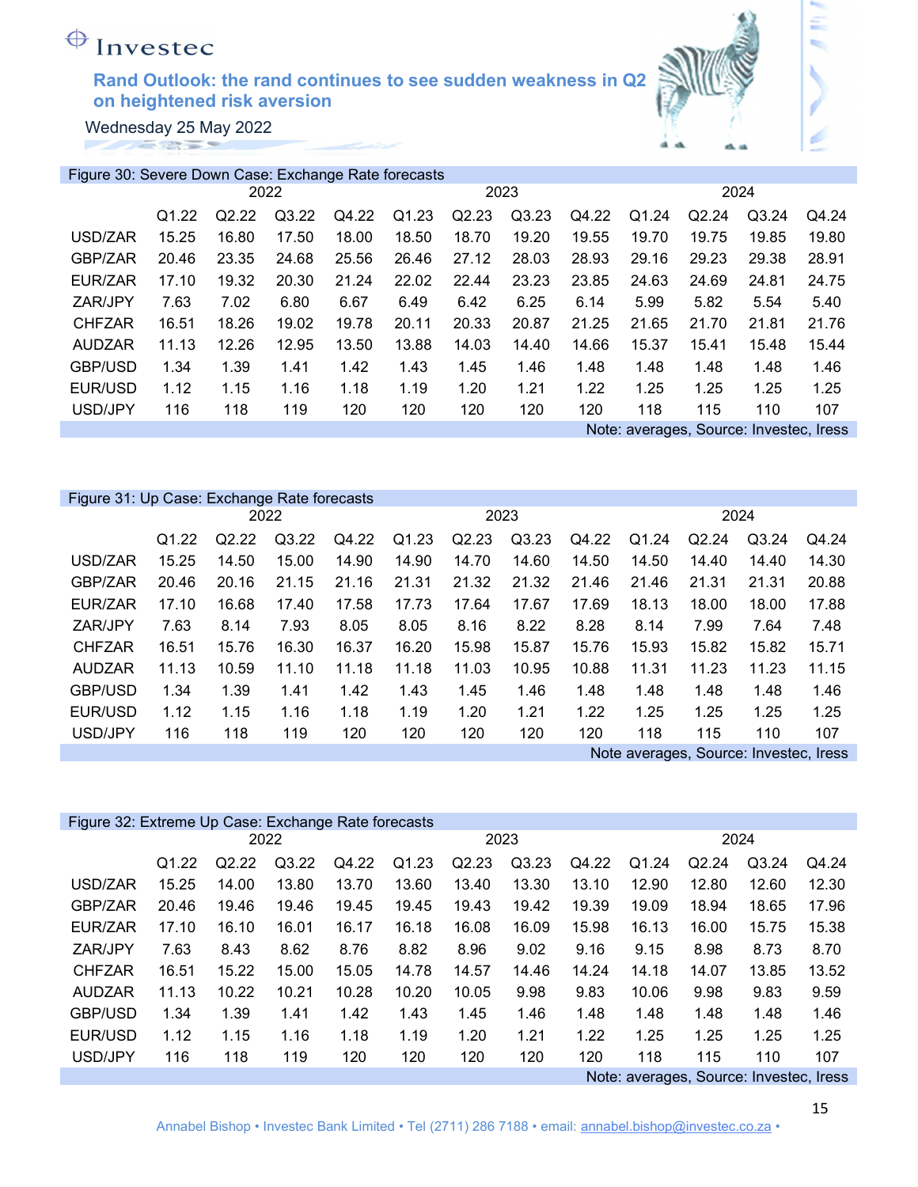# Rand Outlook: the rand continues to see sudden weakness in Q2 on heightened risk aversion

Wednesday 25 May 2022

Figure 30: Severe Down Case: Exchange Rate forecasts

| | 2022 | | | | 2023 | | | | 2024 | | | |
|---|---|---|---|---|---|---|---|---|---|---|---|---|
| | Q1.22 | Q2.22 | Q3.22 | Q4.22 | Q1.23 | Q2.23 | Q3.23 | Q4.22 | Q1.24 | Q2.24 | Q3.24 | Q4.24 |
| USD/ZAR | 15.25 | 16.80 | 17.50 | 18.00 | 18.50 | 18.70 | 19.20 | 19.55 | 19.70 | 19.75 | 19.85 | 19.80 |
| GBP/ZAR | 20.46 | 23.35 | 24.68 | 25.56 | 26.46 | 27.12 | 28.03 | 28.93 | 29.16 | 29.23 | 29.38 | 28.91 |
| EUR/ZAR | 17.10 | 19.32 | 20.30 | 21.24 | 22.02 | 22.44 | 23.23 | 23.85 | 24.63 | 24.69 | 24.81 | 24.75 |
| ZAR/JPY | 7.63 | 7.02 | 6.80 | 6.67 | 6.49 | 6.42 | 6.25 | 6.14 | 5.99 | 5.82 | 5.54 | 5.40 |
| CHFZAR | 16.51 | 18.26 | 19.02 | 19.78 | 20.11 | 20.33 | 20.87 | 21.25 | 21.65 | 21.70 | 21.81 | 21.76 |
| AUDZAR | 11.13 | 12.26 | 12.95 | 13.50 | 13.88 | 14.03 | 14.40 | 14.66 | 15.37 | 15.41 | 15.48 | 15.44 |
| GBP/USD | 1.34 | 1.39 | 1.41 | 1.42 | 1.43 | 1.45 | 1.46 | 1.48 | 1.48 | 1.48 | 1.48 | 1.46 |
| EUR/USD | 1.12 | 1.15 | 1.16 | 1.18 | 1.19 | 1.20 | 1.21 | 1.22 | 1.25 | 1.25 | 1.25 | 1.25 |
| USD/JPY | 116 | 118 | 119 | 120 | 120 | 120 | 120 | 120 | 118 | 115 | 110 | 107 |

Note: averages, Source: Investec, Iress

Figure 31: Up Case: Exchange Rate forecasts

| | 2022 | | | | 2023 | | | | 2024 | | | |
|---|---|---|---|---|---|---|---|---|---|---|---|---|
| | Q1.22 | Q2.22 | Q3.22 | Q4.22 | Q1.23 | Q2.23 | Q3.23 | Q4.22 | Q1.24 | Q2.24 | Q3.24 | Q4.24 |
| USD/ZAR | 15.25 | 14.50 | 15.00 | 14.90 | 14.90 | 14.70 | 14.60 | 14.50 | 14.50 | 14.40 | 14.40 | 14.30 |
| GBP/ZAR | 20.46 | 20.16 | 21.15 | 21.16 | 21.31 | 21.32 | 21.32 | 21.46 | 21.46 | 21.31 | 21.31 | 20.88 |
| EUR/ZAR | 17.10 | 16.68 | 17.40 | 17.58 | 17.73 | 17.64 | 17.67 | 17.69 | 18.13 | 18.00 | 18.00 | 17.88 |
| ZAR/JPY | 7.63 | 8.14 | 7.93 | 8.05 | 8.05 | 8.16 | 8.22 | 8.28 | 8.14 | 7.99 | 7.64 | 7.48 |
| CHFZAR | 16.51 | 15.76 | 16.30 | 16.37 | 16.20 | 15.98 | 15.87 | 15.76 | 15.93 | 15.82 | 15.82 | 15.71 |
| AUDZAR | 11.13 | 10.59 | 11.10 | 11.18 | 11.18 | 11.03 | 10.95 | 10.88 | 11.31 | 11.23 | 11.23 | 11.15 |
| GBP/USD | 1.34 | 1.39 | 1.41 | 1.42 | 1.43 | 1.45 | 1.46 | 1.48 | 1.48 | 1.48 | 1.48 | 1.46 |
| EUR/USD | 1.12 | 1.15 | 1.16 | 1.18 | 1.19 | 1.20 | 1.21 | 1.22 | 1.25 | 1.25 | 1.25 | 1.25 |
| USD/JPY | 116 | 118 | 119 | 120 | 120 | 120 | 120 | 120 | 118 | 115 | 110 | 107 |

Note averages, Source: Investec, Iress

Figure 32: Extreme Up Case: Exchange Rate forecasts

| | 2022 | | | | 2023 | | | | 2024 | | | |
|---|---|---|---|---|---|---|---|---|---|---|---|---|
| | Q1.22 | Q2.22 | Q3.22 | Q4.22 | Q1.23 | Q2.23 | Q3.23 | Q4.22 | Q1.24 | Q2.24 | Q3.24 | Q4.24 |
| USD/ZAR | 15.25 | 14.00 | 13.80 | 13.70 | 13.60 | 13.40 | 13.30 | 13.10 | 12.90 | 12.80 | 12.60 | 12.30 |
| GBP/ZAR | 20.46 | 19.46 | 19.46 | 19.45 | 19.45 | 19.43 | 19.42 | 19.39 | 19.09 | 18.94 | 18.65 | 17.96 |
| EUR/ZAR | 17.10 | 16.10 | 16.01 | 16.17 | 16.18 | 16.08 | 16.09 | 15.98 | 16.13 | 16.00 | 15.75 | 15.38 |
| ZAR/JPY | 7.63 | 8.43 | 8.62 | 8.76 | 8.82 | 8.96 | 9.02 | 9.16 | 9.15 | 8.98 | 8.73 | 8.70 |
| CHFZAR | 16.51 | 15.22 | 15.00 | 15.05 | 14.78 | 14.57 | 14.46 | 14.24 | 14.18 | 14.07 | 13.85 | 13.52 |
| AUDZAR | 11.13 | 10.22 | 10.21 | 10.28 | 10.20 | 10.05 | 9.98 | 9.83 | 10.06 | 9.98 | 9.83 | 9.59 |
| GBP/USD | 1.34 | 1.39 | 1.41 | 1.42 | 1.43 | 1.45 | 1.46 | 1.48 | 1.48 | 1.48 | 1.48 | 1.46 |
| EUR/USD | 1.12 | 1.15 | 1.16 | 1.18 | 1.19 | 1.20 | 1.21 | 1.22 | 1.25 | 1.25 | 1.25 | 1.25 |
| USD/JPY | 116 | 118 | 119 | 120 | 120 | 120 | 120 | 120 | 118 | 115 | 110 | 107 |

Note: averages, Source: Investec, Iress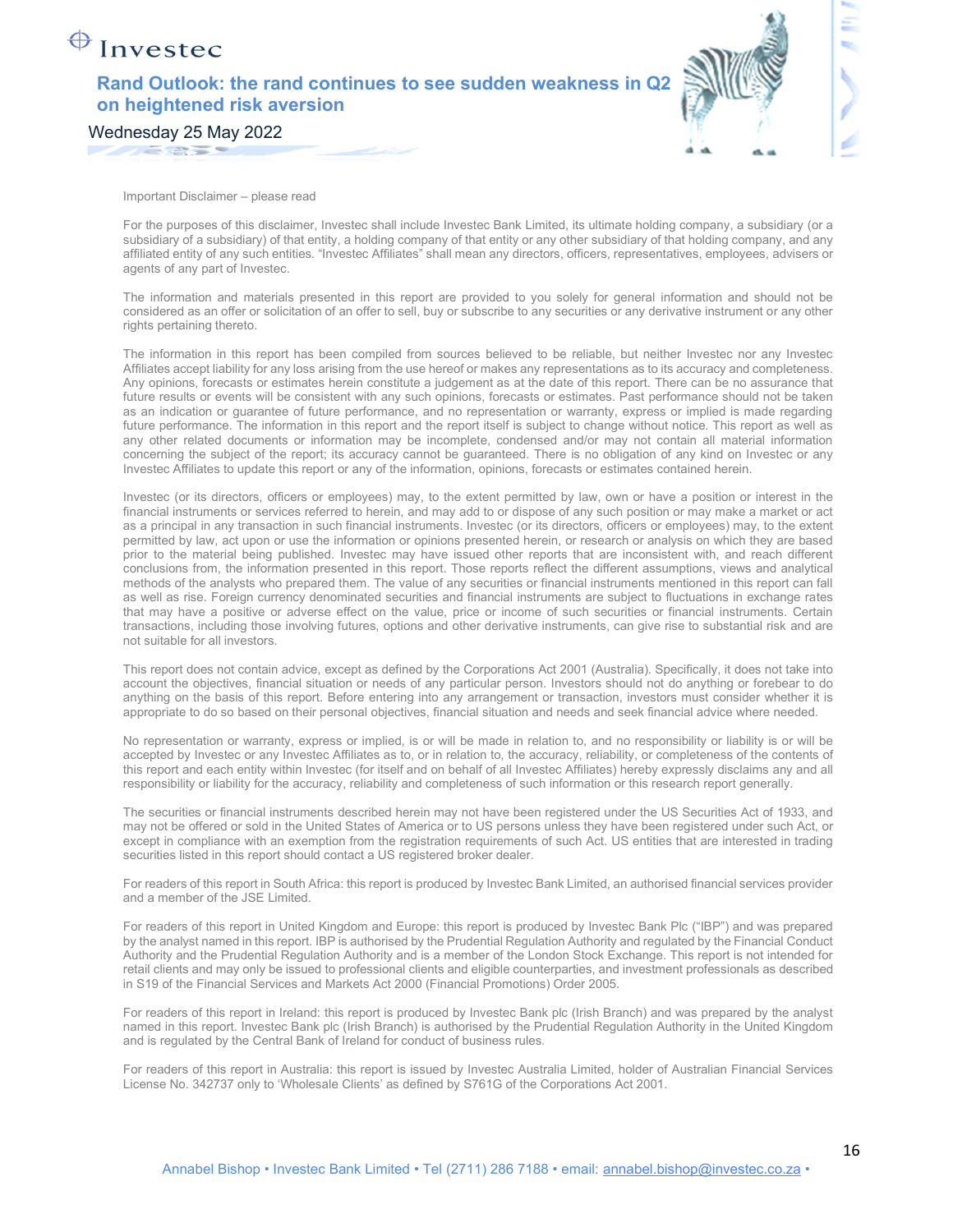Important Disclaimer – please read

For the purposes of this disclaimer, Investec shall include Investec Bank Limited, its ultimate holding company, a subsidiary (or a subsidiary of a subsidiary) of that entity, a holding company of that entity or any other subsidiary of that holding company, and any affiliated entity of any such entities. "Investec Affiliates" shall mean any directors, officers, representatives, employees, advisers or agents of any part of Investec.

The information and materials presented in this report are provided to you solely for general information and should not be considered as an offer or solicitation of an offer to sell, buy or subscribe to any securities or any derivative instrument or any other rights pertaining thereto.

The information in this report has been compiled from sources believed to be reliable, but neither Investec nor any Investec Affiliates accept liability for any loss arising from the use hereof or makes any representations as to its accuracy and completeness. Any opinions, forecasts or estimates herein constitute a judgement as at the date of this report. There can be no assurance that future results or events will be consistent with any such opinions, forecasts or estimates. Past performance should not be taken as an indication or guarantee of future performance, and no representation or warranty, express or implied is made regarding future performance. The information in this report and the report itself is subject to change without notice. This report as well as any other related documents or information may be incomplete, condensed and/or may not contain all material information concerning the subject of the report; its accuracy cannot be guaranteed. There is no obligation of any kind on Investec or any Investec Affiliates to update this report or any of the information, opinions, forecasts or estimates contained herein.

Investec (or its directors, officers or employees) may, to the extent permitted by law, own or have a position or interest in the financial instruments or services referred to herein, and may add to or dispose of any such position or may make a market or act as a principal in any transaction in such financial instruments. Investec (or its directors, officers or employees) may, to the extent permitted by law, act upon or use the information or opinions presented herein, or research or analysis on which they are based prior to the material being published. Investec may have issued other reports that are inconsistent with, and reach different conclusions from, the information presented in this report. Those reports reflect the different assumptions, views and analytical methods of the analysts who prepared them. The value of any securities or financial instruments mentioned in this report can fall as well as rise. Foreign currency denominated securities and financial instruments are subject to fluctuations in exchange rates that may have a positive or adverse effect on the value, price or income of such securities or financial instruments. Certain transactions, including those involving futures, options and other derivative instruments, can give rise to substantial risk and are not suitable for all investors.

This report does not contain advice, except as defined by the Corporations Act 2001 (Australia). Specifically, it does not take into account the objectives, financial situation or needs of any particular person. Investors should not do anything or forebear to do anything on the basis of this report. Before entering into any arrangement or transaction, investors must consider whether it is appropriate to do so based on their personal objectives, financial situation and needs and seek financial advice where needed.

No representation or warranty, express or implied, is or will be made in relation to, and no responsibility or liability is or will be accepted by Investec or any Investec Affiliates as to, or in relation to, the accuracy, reliability, or completeness of the contents of this report and each entity within Investec (for itself and on behalf of all Investec Affiliates) hereby expressly disclaims any and all responsibility or liability for the accuracy, reliability and completeness of such information or this research report generally.

The securities or financial instruments described herein may not have been registered under the US Securities Act of 1933, and may not be offered or sold in the United States of America or to US persons unless they have been registered under such Act, or except in compliance with an exemption from the registration requirements of such Act. US entities that are interested in trading securities listed in this report should contact a US registered broker dealer.

For readers of this report in South Africa: this report is produced by Investec Bank Limited, an authorised financial services provider and a member of the JSE Limited.

For readers of this report in United Kingdom and Europe: this report is produced by Investec Bank Plc ("IBP") and was prepared by the analyst named in this report. IBP is authorised by the Prudential Regulation Authority and regulated by the Financial Conduct Authority and the Prudential Regulation Authority and is a member of the London Stock Exchange. This report is not intended for retail clients and may only be issued to professional clients and eligible counterparties, and investment professionals as described in S19 of the Financial Services and Markets Act 2000 (Financial Promotions) Order 2005.

For readers of this report in Ireland: this report is produced by Investec Bank plc (Irish Branch) and was prepared by the analyst named in this report. Investec Bank plc (Irish Branch) is authorised by the Prudential Regulation Authority in the United Kingdom and is regulated by the Central Bank of Ireland for conduct of business rules.

For readers of this report in Australia: this report is issued by Investec Australia Limited, holder of Australian Financial Services License No. 342737 only to 'Wholesale Clients' as defined by S761G of the Corporations Act 2001.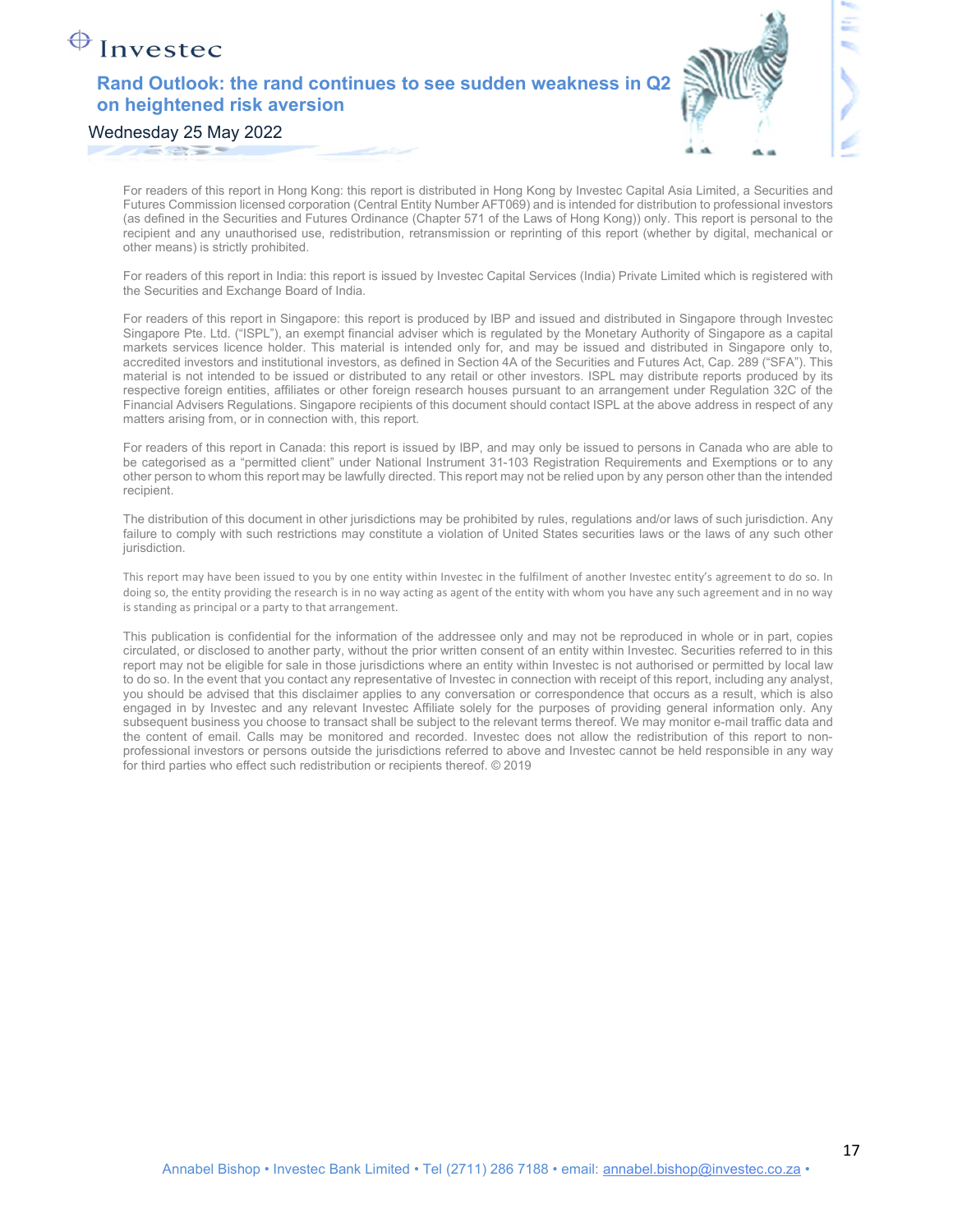For readers of this report in Hong Kong: this report is distributed in Hong Kong by Investec Capital Asia Limited, a Securities and Futures Commission licensed corporation (Central Entity Number AFT069) and is intended for distribution to professional investors (as defined in the Securities and Futures Ordinance (Chapter 571 of the Laws of Hong Kong)) only. This report is personal to the recipient and any unauthorised use, redistribution, retransmission or reprinting of this report (whether by digital, mechanical or other means) is strictly prohibited.

For readers of this report in India: this report is issued by Investec Capital Services (India) Private Limited which is registered with the Securities and Exchange Board of India.

For readers of this report in Singapore: this report is produced by IBP and issued and distributed in Singapore through Investec Singapore Pte. Ltd. ("ISPL"), an exempt financial adviser which is regulated by the Monetary Authority of Singapore as a capital markets services licence holder. This material is intended only for, and may be issued and distributed in Singapore only to, accredited investors and institutional investors, as defined in Section 4A of the Securities and Futures Act, Cap. 289 ("SFA"). This material is not intended to be issued or distributed to any retail or other investors. ISPL may distribute reports produced by its respective foreign entities, affiliates or other foreign research houses pursuant to an arrangement under Regulation 32C of the Financial Advisers Regulations. Singapore recipients of this document should contact ISPL at the above address in respect of any matters arising from, or in connection with, this report.

For readers of this report in Canada: this report is issued by IBP, and may only be issued to persons in Canada who are able to be categorised as a "permitted client" under National Instrument 31-103 Registration Requirements and Exemptions or to any other person to whom this report may be lawfully directed. This report may not be relied upon by any person other than the intended recipient.

The distribution of this document in other jurisdictions may be prohibited by rules, regulations and/or laws of such jurisdiction. Any failure to comply with such restrictions may constitute a violation of United States securities laws or the laws of any such other jurisdiction.

This report may have been issued to you by one entity within Investec in the fulfilment of another Investec entity's agreement to do so. In doing so, the entity providing the research is in no way acting as agent of the entity with whom you have any such agreement and in no way is standing as principal or a party to that arrangement.

This publication is confidential for the information of the addressee only and may not be reproduced in whole or in part, copies circulated, or disclosed to another party, without the prior written consent of an entity within Investec. Securities referred to in this report may not be eligible for sale in those jurisdictions where an entity within Investec is not authorised or permitted by local law to do so. In the event that you contact any representative of Investec in connection with receipt of this report, including any analyst, you should be advised that this disclaimer applies to any conversation or correspondence that occurs as a result, which is also engaged in by Investec and any relevant Investec Affiliate solely for the purposes of providing general information only. Any subsequent business you choose to transact shall be subject to the relevant terms thereof. We may monitor e-mail traffic data and the content of email. Calls may be monitored and recorded. Investec does not allow the redistribution of this report to non-professional investors or persons outside the jurisdictions referred to above and Investec cannot be held responsible in any way for third parties who effect such redistribution or recipients thereof. © 2019